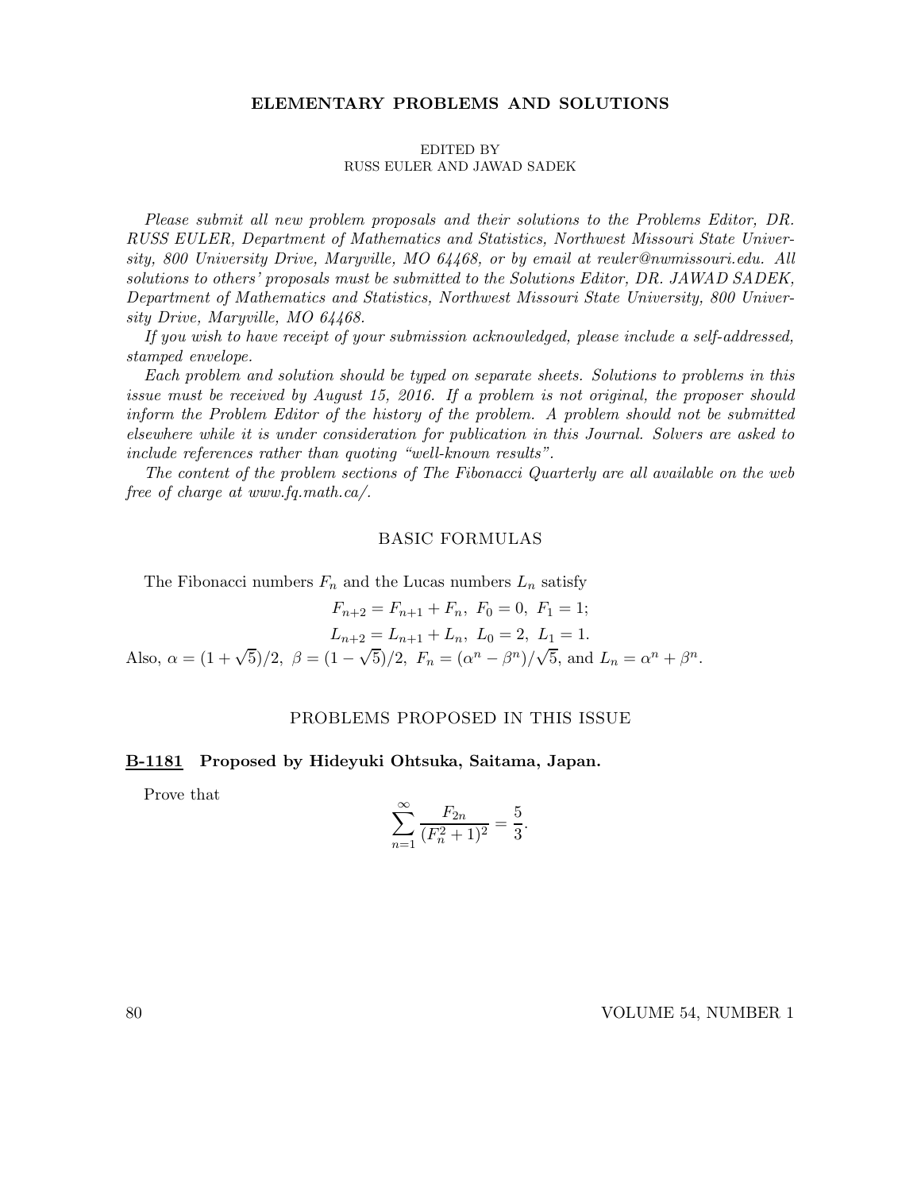# ELEMENTARY PROBLEMS AND SOLUTIONS

EDITED BY
RUSS EULER AND JAWAD SADEK

*Please submit all new problem proposals and their solutions to the Problems Editor, DR. RUSS EULER, Department of Mathematics and Statistics, Northwest Missouri State University, 800 University Drive, Maryville, MO 64468, or by email at reuler@nwmissouri.edu. All solutions to others' proposals must be submitted to the Solutions Editor, DR. JAWAD SADEK, Department of Mathematics and Statistics, Northwest Missouri State University, 800 University Drive, Maryville, MO 64468.*

*If you wish to have receipt of your submission acknowledged, please include a self-addressed, stamped envelope.*

*Each problem and solution should be typed on separate sheets. Solutions to problems in this issue must be received by August 15, 2016. If a problem is not original, the proposer should inform the Problem Editor of the history of the problem. A problem should not be submitted elsewhere while it is under consideration for publication in this Journal. Solvers are asked to include references rather than quoting "well-known results".*

*The content of the problem sections of The Fibonacci Quarterly are all available on the web free of charge at www.fq.math.ca/.*

## BASIC FORMULAS

The Fibonacci numbers $F_n$ and the Lucas numbers $L_n$ satisfy

$$F_{n+2} = F_{n+1} + F_n,\ F_0 = 0,\ F_1 = 1;$$

$$L_{n+2} = L_{n+1} + L_n,\ L_0 = 2,\ L_1 = 1.$$

Also, $\alpha = (1 + \sqrt{5})/2,\ \beta = (1 - \sqrt{5})/2,\ F_n = (\alpha^n - \beta^n)/\sqrt{5}$, and $L_n = \alpha^n + \beta^n$.

## PROBLEMS PROPOSED IN THIS ISSUE

**B-1181 Proposed by Hideyuki Ohtsuka, Saitama, Japan.**

Prove that

$$\sum_{n=1}^{\infty} \frac{F_{2n}}{(F_n^2 + 1)^2} = \frac{5}{3}.$$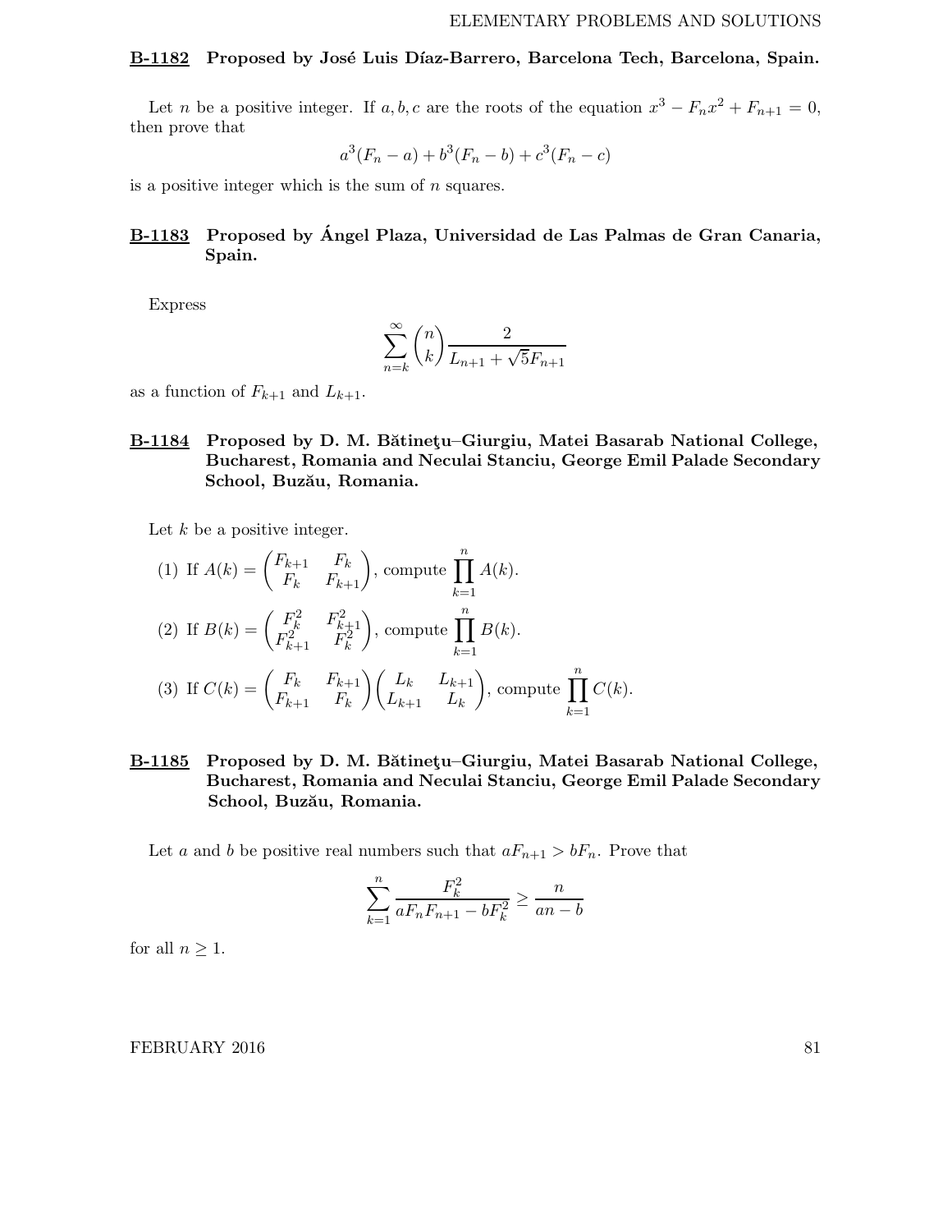**B-1182 Proposed by José Luis Díaz-Barrero, Barcelona Tech, Barcelona, Spain.**

Let $n$ be a positive integer. If $a, b, c$ are the roots of the equation $x^3 - F_n x^2 + F_{n+1} = 0$, then prove that

$$a^3(F_n - a) + b^3(F_n - b) + c^3(F_n - c)$$

is a positive integer which is the sum of $n$ squares.

**B-1183 Proposed by Ángel Plaza, Universidad de Las Palmas de Gran Canaria, Spain.**

Express

$$\sum_{n=k}^{\infty} \binom{n}{k} \frac{2}{L_{n+1} + \sqrt{5} F_{n+1}}$$

as a function of $F_{k+1}$ and $L_{k+1}$.

**B-1184 Proposed by D. M. Bătineţu–Giurgiu, Matei Basarab National College, Bucharest, Romania and Neculai Stanciu, George Emil Palade Secondary School, Buzău, Romania.**

Let $k$ be a positive integer.

(1) If $A(k) = \begin{pmatrix} F_{k+1} & F_k \\ F_k & F_{k+1} \end{pmatrix}$, compute $\prod_{k=1}^{n} A(k)$.

(2) If $B(k) = \begin{pmatrix} F_k^2 & F_{k+1}^2 \\ F_{k+1}^2 & F_k^2 \end{pmatrix}$, compute $\prod_{k=1}^{n} B(k)$.

(3) If $C(k) = \begin{pmatrix} F_k & F_{k+1} \\ F_{k+1} & F_k \end{pmatrix} \begin{pmatrix} L_k & L_{k+1} \\ L_{k+1} & L_k \end{pmatrix}$, compute $\prod_{k=1}^{n} C(k)$.

**B-1185 Proposed by D. M. Bătineţu–Giurgiu, Matei Basarab National College, Bucharest, Romania and Neculai Stanciu, George Emil Palade Secondary School, Buzău, Romania.**

Let $a$ and $b$ be positive real numbers such that $aF_{n+1} > bF_n$. Prove that

$$\sum_{k=1}^{n} \frac{F_k^2}{aF_n F_{n+1} - bF_k^2} \geq \frac{n}{an - b}$$

for all $n \geq 1$.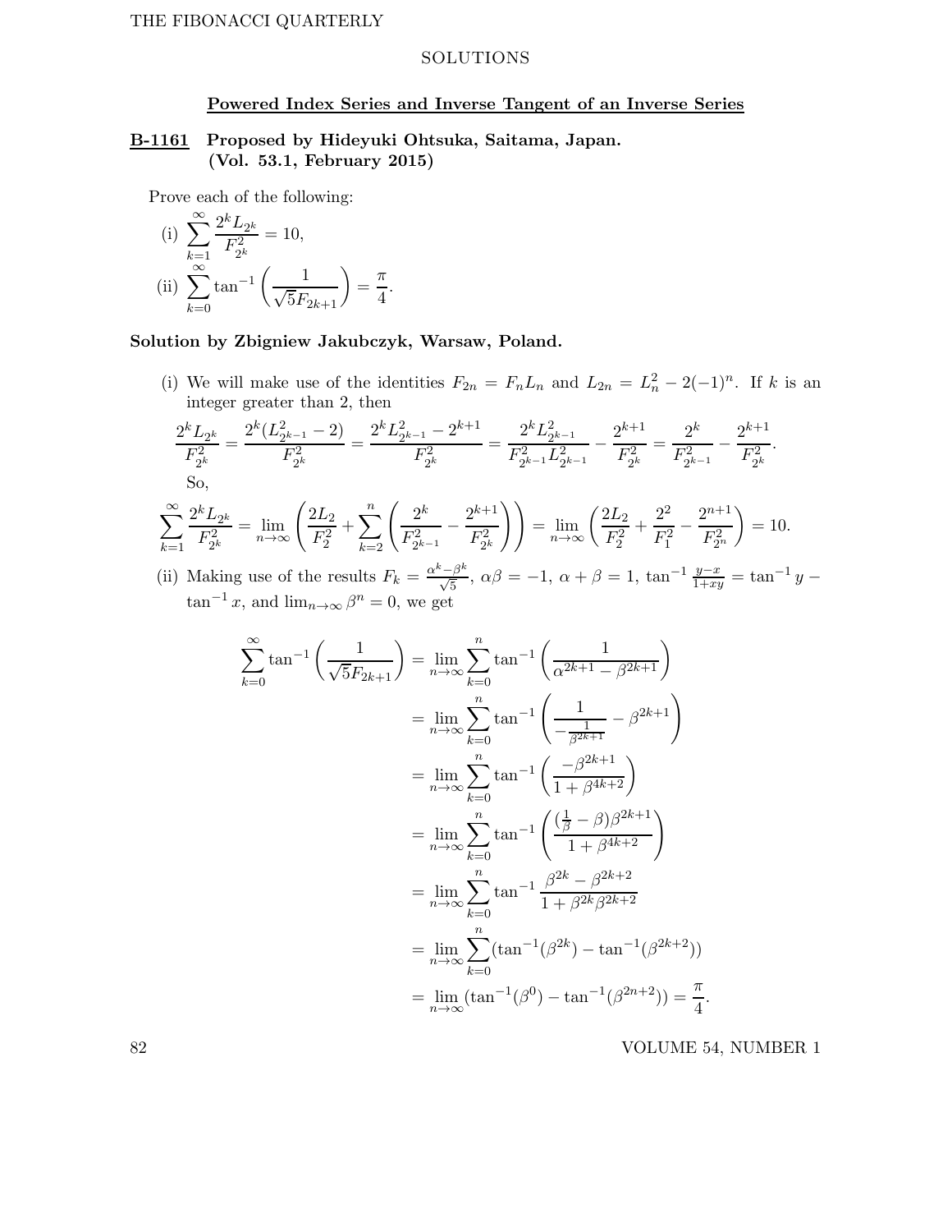## SOLUTIONS

### Powered Index Series and Inverse Tangent of an Inverse Series

**B-1161 Proposed by Hideyuki Ohtsuka, Saitama, Japan. (Vol. 53.1, February 2015)**

Prove each of the following:

(i) $\displaystyle\sum_{k=1}^{\infty} \frac{2^k L_{2^k}}{F_{2^k}^2} = 10,$

(ii) $\displaystyle\sum_{k=0}^{\infty} \tan^{-1}\left(\frac{1}{\sqrt{5}F_{2k+1}}\right) = \frac{\pi}{4}.$

**Solution by Zbigniew Jakubczyk, Warsaw, Poland.**

(i) We will make use of the identities $F_{2n} = F_n L_n$ and $L_{2n} = L_n^2 - 2(-1)^n$. If $k$ is an integer greater than 2, then

$$\frac{2^k L_{2^k}}{F_{2^k}^2} = \frac{2^k(L_{2^{k-1}}^2 - 2)}{F_{2^k}^2} = \frac{2^k L_{2^{k-1}}^2 - 2^{k+1}}{F_{2^k}^2} = \frac{2^k L_{2^{k-1}}^2}{F_{2^{k-1}}^2 L_{2^{k-1}}^2} - \frac{2^{k+1}}{F_{2^k}^2} = \frac{2^k}{F_{2^{k-1}}^2} - \frac{2^{k+1}}{F_{2^k}^2}.$$

So,

$$\sum_{k=1}^{\infty} \frac{2^k L_{2^k}}{F_{2^k}^2} = \lim_{n\to\infty}\left(\frac{2L_2}{F_2^2} + \sum_{k=2}^{n}\left(\frac{2^k}{F_{2^{k-1}}^2} - \frac{2^{k+1}}{F_{2^k}^2}\right)\right) = \lim_{n\to\infty}\left(\frac{2L_2}{F_2^2} + \frac{2^2}{F_1^2} - \frac{2^{n+1}}{F_{2^n}^2}\right) = 10.$$

(ii) Making use of the results $F_k = \frac{\alpha^k - \beta^k}{\sqrt{5}}$, $\alpha\beta = -1$, $\alpha + \beta = 1$, $\tan^{-1}\frac{y-x}{1+xy} = \tan^{-1} y - \tan^{-1} x$, and $\lim_{n\to\infty} \beta^n = 0$, we get

$$\begin{aligned}
\sum_{k=0}^{\infty} \tan^{-1}\left(\frac{1}{\sqrt{5}F_{2k+1}}\right) &= \lim_{n\to\infty}\sum_{k=0}^{n} \tan^{-1}\left(\frac{1}{\alpha^{2k+1} - \beta^{2k+1}}\right) \\
&= \lim_{n\to\infty}\sum_{k=0}^{n} \tan^{-1}\left(\frac{1}{-\frac{1}{\beta^{2k+1}} - \beta^{2k+1}}\right) \\
&= \lim_{n\to\infty}\sum_{k=0}^{n} \tan^{-1}\left(\frac{-\beta^{2k+1}}{1 + \beta^{4k+2}}\right) \\
&= \lim_{n\to\infty}\sum_{k=0}^{n} \tan^{-1}\left(\frac{(\frac{1}{\beta} - \beta)\beta^{2k+1}}{1 + \beta^{4k+2}}\right) \\
&= \lim_{n\to\infty}\sum_{k=0}^{n} \tan^{-1}\frac{\beta^{2k} - \beta^{2k+2}}{1 + \beta^{2k}\beta^{2k+2}} \\
&= \lim_{n\to\infty}\sum_{k=0}^{n}(\tan^{-1}(\beta^{2k}) - \tan^{-1}(\beta^{2k+2})) \\
&= \lim_{n\to\infty}(\tan^{-1}(\beta^{0}) - \tan^{-1}(\beta^{2n+2})) = \frac{\pi}{4}.
\end{aligned}$$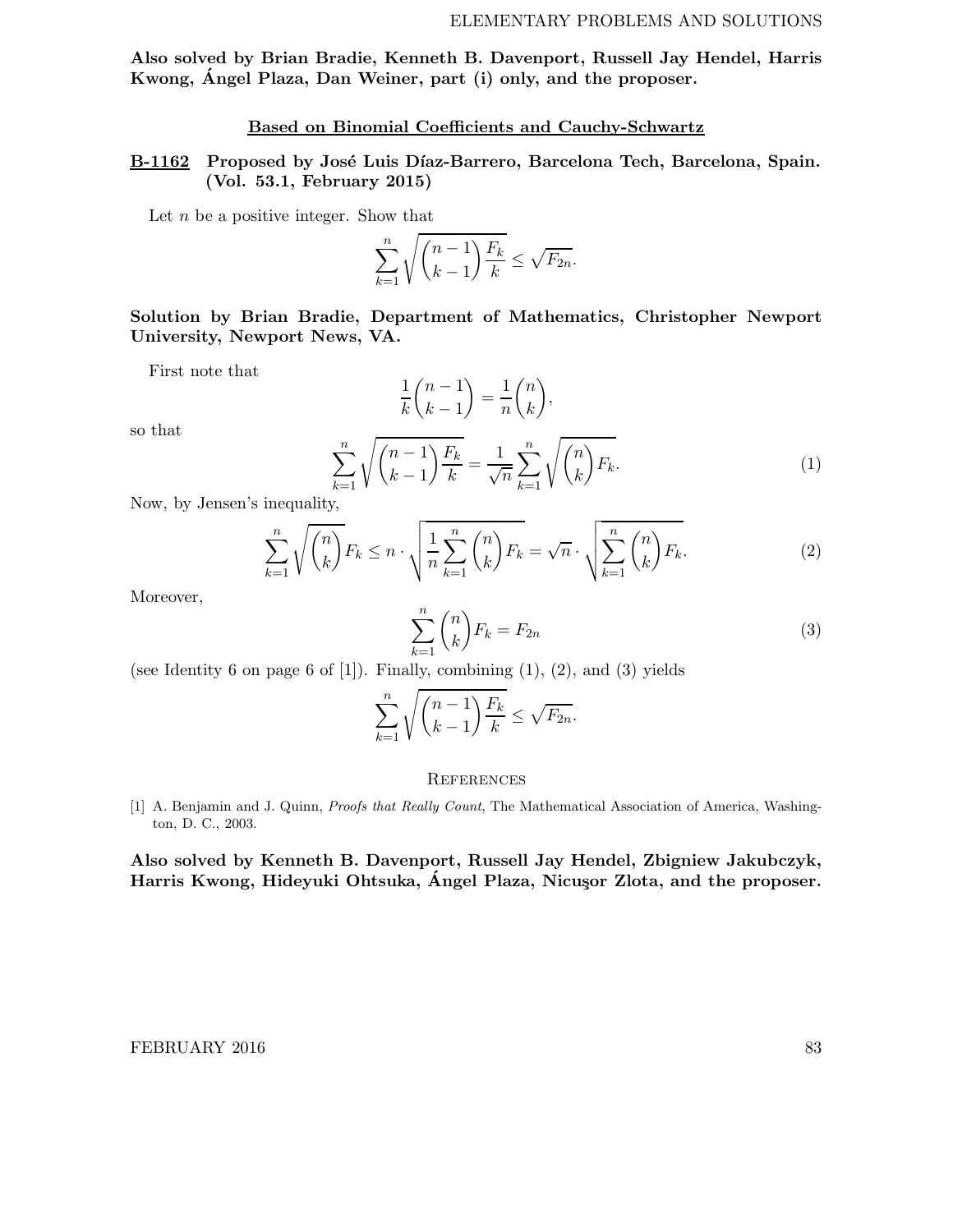**Also solved by Brian Bradie, Kenneth B. Davenport, Russell Jay Hendel, Harris Kwong, Ángel Plaza, Dan Weiner, part (i) only, and the proposer.**

## Based on Binomial Coefficients and Cauchy-Schwartz

**B-1162 Proposed by José Luis Díaz-Barrero, Barcelona Tech, Barcelona, Spain. (Vol. 53.1, February 2015)**

Let $n$ be a positive integer. Show that

$$\sum_{k=1}^{n} \sqrt{\binom{n-1}{k-1}\frac{F_k}{k}} \le \sqrt{F_{2n}}.$$

**Solution by Brian Bradie, Department of Mathematics, Christopher Newport University, Newport News, VA.**

First note that

$$\frac{1}{k}\binom{n-1}{k-1} = \frac{1}{n}\binom{n}{k},$$

so that

$$\sum_{k=1}^{n} \sqrt{\binom{n-1}{k-1}\frac{F_k}{k}} = \frac{1}{\sqrt{n}}\sum_{k=1}^{n}\sqrt{\binom{n}{k}F_k}. \tag{1}$$

Now, by Jensen's inequality,

$$\sum_{k=1}^{n}\sqrt{\binom{n}{k}F_k} \le n\cdot\sqrt{\frac{1}{n}\sum_{k=1}^{n}\binom{n}{k}F_k} = \sqrt{n}\cdot\sqrt{\sum_{k=1}^{n}\binom{n}{k}F_k}. \tag{2}$$

Moreover,

$$\sum_{k=1}^{n}\binom{n}{k}F_k = F_{2n} \tag{3}$$

(see Identity 6 on page 6 of [1]). Finally, combining (1), (2), and (3) yields

$$\sum_{k=1}^{n} \sqrt{\binom{n-1}{k-1}\frac{F_k}{k}} \le \sqrt{F_{2n}}.$$

### References

[1] A. Benjamin and J. Quinn, *Proofs that Really Count*, The Mathematical Association of America, Washington, D. C., 2003.

**Also solved by Kenneth B. Davenport, Russell Jay Hendel, Zbigniew Jakubczyk, Harris Kwong, Hideyuki Ohtsuka, Ángel Plaza, Nicuşor Zlota, and the proposer.**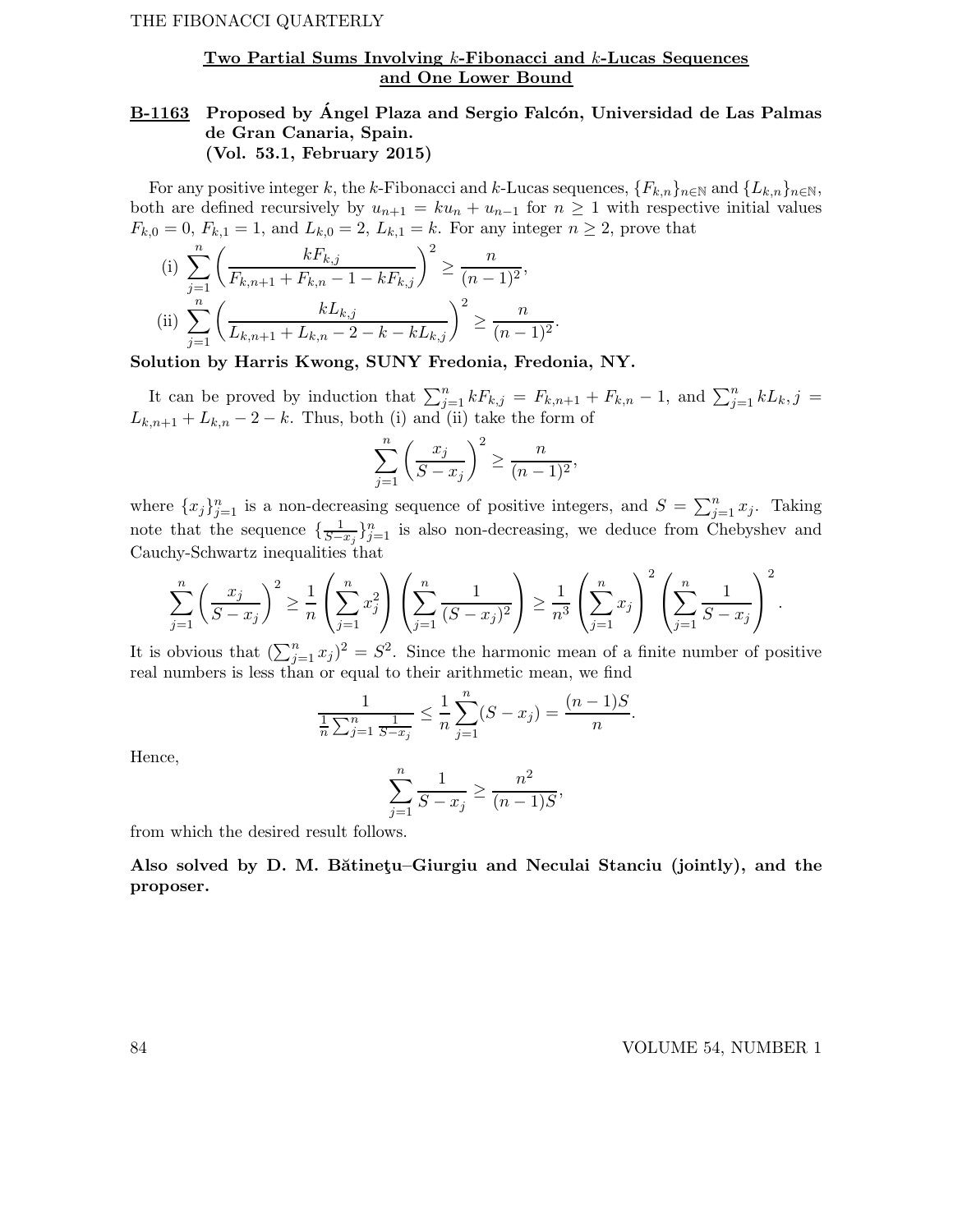## Two Partial Sums Involving $k$-Fibonacci and $k$-Lucas Sequences and One Lower Bound

**B-1163 Proposed by Ángel Plaza and Sergio Falcón, Universidad de Las Palmas de Gran Canaria, Spain. (Vol. 53.1, February 2015)**

For any positive integer $k$, the $k$-Fibonacci and $k$-Lucas sequences, $\{F_{k,n}\}_{n\in\mathbb{N}}$ and $\{L_{k,n}\}_{n\in\mathbb{N}}$, both are defined recursively by $u_{n+1} = ku_n + u_{n-1}$ for $n \geq 1$ with respective initial values $F_{k,0} = 0$, $F_{k,1} = 1$, and $L_{k,0} = 2$, $L_{k,1} = k$. For any integer $n \geq 2$, prove that

(i) $\displaystyle\sum_{j=1}^{n}\left(\frac{kF_{k,j}}{F_{k,n+1}+F_{k,n}-1-kF_{k,j}}\right)^2 \geq \frac{n}{(n-1)^2}$,

(ii) $\displaystyle\sum_{j=1}^{n}\left(\frac{kL_{k,j}}{L_{k,n+1}+L_{k,n}-2-k-kL_{k,j}}\right)^2 \geq \frac{n}{(n-1)^2}$.

**Solution by Harris Kwong, SUNY Fredonia, Fredonia, NY.**

It can be proved by induction that $\sum_{j=1}^{n} kF_{k,j} = F_{k,n+1} + F_{k,n} - 1$, and $\sum_{j=1}^{n} kL_k, j = L_{k,n+1} + L_{k,n} - 2 - k$. Thus, both (i) and (ii) take the form of

$$\sum_{j=1}^{n}\left(\frac{x_j}{S-x_j}\right)^2 \geq \frac{n}{(n-1)^2},$$

where $\{x_j\}_{j=1}^{n}$ is a non-decreasing sequence of positive integers, and $S = \sum_{j=1}^{n} x_j$. Taking note that the sequence $\{\frac{1}{S-x_j}\}_{j=1}^{n}$ is also non-decreasing, we deduce from Chebyshev and Cauchy-Schwartz inequalities that

$$\sum_{j=1}^{n}\left(\frac{x_j}{S-x_j}\right)^2 \geq \frac{1}{n}\left(\sum_{j=1}^{n} x_j^2\right)\left(\sum_{j=1}^{n}\frac{1}{(S-x_j)^2}\right) \geq \frac{1}{n^3}\left(\sum_{j=1}^{n} x_j\right)^2\left(\sum_{j=1}^{n}\frac{1}{S-x_j}\right)^2.$$

It is obvious that $(\sum_{j=1}^{n} x_j)^2 = S^2$. Since the harmonic mean of a finite number of positive real numbers is less than or equal to their arithmetic mean, we find

$$\frac{1}{\frac{1}{n}\sum_{j=1}^{n}\frac{1}{S-x_j}} \leq \frac{1}{n}\sum_{j=1}^{n}(S-x_j) = \frac{(n-1)S}{n}.$$

Hence,

$$\sum_{j=1}^{n}\frac{1}{S-x_j} \geq \frac{n^2}{(n-1)S},$$

from which the desired result follows.

**Also solved by D. M. Bătineţu–Giurgiu and Neculai Stanciu (jointly), and the proposer.**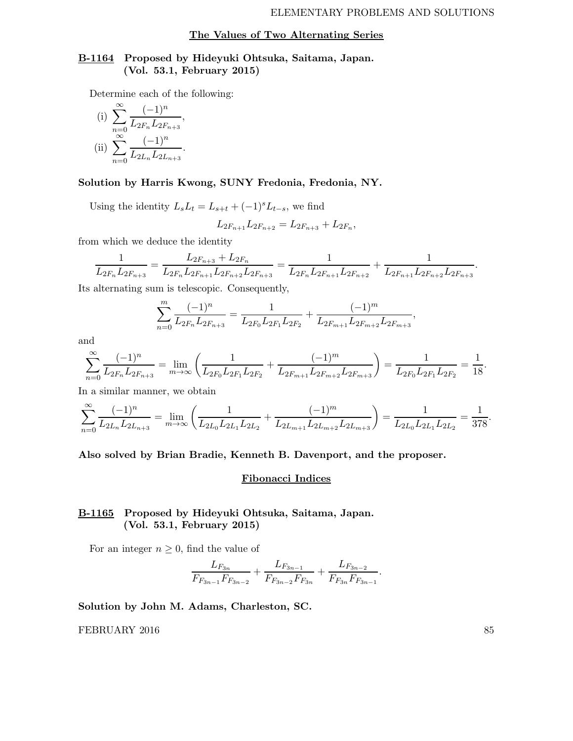## The Values of Two Alternating Series

**B-1164 Proposed by Hideyuki Ohtsuka, Saitama, Japan. (Vol. 53.1, February 2015)**

Determine each of the following:

(i) $\displaystyle\sum_{n=0}^{\infty} \frac{(-1)^n}{L_{2F_n} L_{2F_{n+3}}}$,

(ii) $\displaystyle\sum_{n=0}^{\infty} \frac{(-1)^n}{L_{2L_n} L_{2L_{n+3}}}$.

**Solution by Harris Kwong, SUNY Fredonia, Fredonia, NY.**

Using the identity $L_s L_t = L_{s+t} + (-1)^s L_{t-s}$, we find

$$L_{2F_{n+1}} L_{2F_{n+2}} = L_{2F_{n+3}} + L_{2F_n},$$

from which we deduce the identity

$$\frac{1}{L_{2F_n} L_{2F_{n+3}}} = \frac{L_{2F_{n+3}} + L_{2F_n}}{L_{2F_n} L_{2F_{n+1}} L_{2F_{n+2}} L_{2F_{n+3}}} = \frac{1}{L_{2F_n} L_{2F_{n+1}} L_{2F_{n+2}}} + \frac{1}{L_{2F_{n+1}} L_{2F_{n+2}} L_{2F_{n+3}}}.$$

Its alternating sum is telescopic. Consequently,

$$\sum_{n=0}^{m} \frac{(-1)^n}{L_{2F_n} L_{2F_{n+3}}} = \frac{1}{L_{2F_0} L_{2F_1} L_{2F_2}} + \frac{(-1)^m}{L_{2F_{m+1}} L_{2F_{m+2}} L_{2F_{m+3}}},$$

and

$$\sum_{n=0}^{\infty} \frac{(-1)^n}{L_{2F_n} L_{2F_{n+3}}} = \lim_{m\to\infty} \left( \frac{1}{L_{2F_0} L_{2F_1} L_{2F_2}} + \frac{(-1)^m}{L_{2F_{m+1}} L_{2F_{m+2}} L_{2F_{m+3}}} \right) = \frac{1}{L_{2F_0} L_{2F_1} L_{2F_2}} = \frac{1}{18}.$$

In a similar manner, we obtain

$$\sum_{n=0}^{\infty} \frac{(-1)^n}{L_{2L_n} L_{2L_{n+3}}} = \lim_{m\to\infty} \left( \frac{1}{L_{2L_0} L_{2L_1} L_{2L_2}} + \frac{(-1)^m}{L_{2L_{m+1}} L_{2L_{m+2}} L_{2L_{m+3}}} \right) = \frac{1}{L_{2L_0} L_{2L_1} L_{2L_2}} = \frac{1}{378}.$$

**Also solved by Brian Bradie, Kenneth B. Davenport, and the proposer.**

## Fibonacci Indices

**B-1165 Proposed by Hideyuki Ohtsuka, Saitama, Japan. (Vol. 53.1, February 2015)**

For an integer $n \geq 0$, find the value of

$$\frac{L_{F_{3n}}}{F_{F_{3n-1}} F_{F_{3n-2}}} + \frac{L_{F_{3n-1}}}{F_{F_{3n-2}} F_{F_{3n}}} + \frac{L_{F_{3n-2}}}{F_{F_{3n}} F_{F_{3n-1}}}.$$

**Solution by John M. Adams, Charleston, SC.**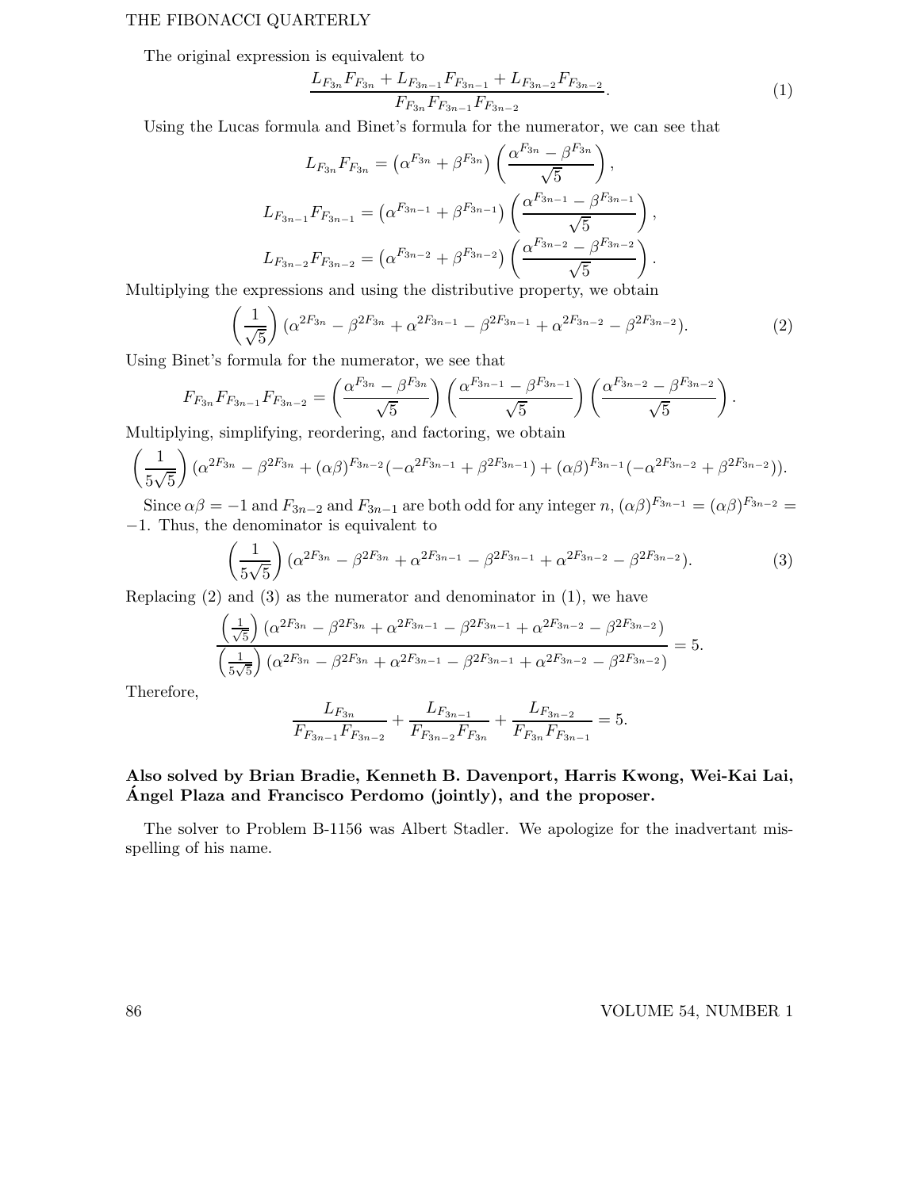The original expression is equivalent to

$$\frac{L_{F_{3n}}F_{F_{3n}} + L_{F_{3n-1}}F_{F_{3n-1}} + L_{F_{3n-2}}F_{F_{3n-2}}}{F_{F_{3n}}F_{F_{3n-1}}F_{F_{3n-2}}}. \tag{1}$$

Using the Lucas formula and Binet's formula for the numerator, we can see that

$$L_{F_{3n}}F_{F_{3n}} = \left(\alpha^{F_{3n}} + \beta^{F_{3n}}\right)\left(\frac{\alpha^{F_{3n}} - \beta^{F_{3n}}}{\sqrt{5}}\right),$$

$$L_{F_{3n-1}}F_{F_{3n-1}} = \left(\alpha^{F_{3n-1}} + \beta^{F_{3n-1}}\right)\left(\frac{\alpha^{F_{3n-1}} - \beta^{F_{3n-1}}}{\sqrt{5}}\right),$$

$$L_{F_{3n-2}}F_{F_{3n-2}} = \left(\alpha^{F_{3n-2}} + \beta^{F_{3n-2}}\right)\left(\frac{\alpha^{F_{3n-2}} - \beta^{F_{3n-2}}}{\sqrt{5}}\right).$$

Multiplying the expressions and using the distributive property, we obtain

$$\left(\frac{1}{\sqrt{5}}\right)\left(\alpha^{2F_{3n}} - \beta^{2F_{3n}} + \alpha^{2F_{3n-1}} - \beta^{2F_{3n-1}} + \alpha^{2F_{3n-2}} - \beta^{2F_{3n-2}}\right). \tag{2}$$

Using Binet's formula for the numerator, we see that

$$F_{F_{3n}}F_{F_{3n-1}}F_{F_{3n-2}} = \left(\frac{\alpha^{F_{3n}} - \beta^{F_{3n}}}{\sqrt{5}}\right)\left(\frac{\alpha^{F_{3n-1}} - \beta^{F_{3n-1}}}{\sqrt{5}}\right)\left(\frac{\alpha^{F_{3n-2}} - \beta^{F_{3n-2}}}{\sqrt{5}}\right).$$

Multiplying, simplifying, reordering, and factoring, we obtain

$$\left(\frac{1}{5\sqrt{5}}\right)\left(\alpha^{2F_{3n}} - \beta^{2F_{3n}} + (\alpha\beta)^{F_{3n-2}}(-\alpha^{2F_{3n-1}} + \beta^{2F_{3n-1}}) + (\alpha\beta)^{F_{3n-1}}(-\alpha^{2F_{3n-2}} + \beta^{2F_{3n-2}})\right).$$

Since $\alpha\beta = -1$ and $F_{3n-2}$ and $F_{3n-1}$ are both odd for any integer $n$, $(\alpha\beta)^{F_{3n-1}} = (\alpha\beta)^{F_{3n-2}} = -1$. Thus, the denominator is equivalent to

$$\left(\frac{1}{5\sqrt{5}}\right)\left(\alpha^{2F_{3n}} - \beta^{2F_{3n}} + \alpha^{2F_{3n-1}} - \beta^{2F_{3n-1}} + \alpha^{2F_{3n-2}} - \beta^{2F_{3n-2}}\right). \tag{3}$$

Replacing (2) and (3) as the numerator and denominator in (1), we have

$$\frac{\left(\frac{1}{\sqrt{5}}\right)\left(\alpha^{2F_{3n}} - \beta^{2F_{3n}} + \alpha^{2F_{3n-1}} - \beta^{2F_{3n-1}} + \alpha^{2F_{3n-2}} - \beta^{2F_{3n-2}}\right)}{\left(\frac{1}{5\sqrt{5}}\right)\left(\alpha^{2F_{3n}} - \beta^{2F_{3n}} + \alpha^{2F_{3n-1}} - \beta^{2F_{3n-1}} + \alpha^{2F_{3n-2}} - \beta^{2F_{3n-2}}\right)} = 5.$$

Therefore,

$$\frac{L_{F_{3n}}}{F_{F_{3n-1}}F_{F_{3n-2}}} + \frac{L_{F_{3n-1}}}{F_{F_{3n-2}}F_{F_{3n}}} + \frac{L_{F_{3n-2}}}{F_{F_{3n}}F_{F_{3n-1}}} = 5.$$

**Also solved by Brian Bradie, Kenneth B. Davenport, Harris Kwong, Wei-Kai Lai, Ángel Plaza and Francisco Perdomo (jointly), and the proposer.**

The solver to Problem B-1156 was Albert Stadler. We apologize for the inadvertant misspelling of his name.